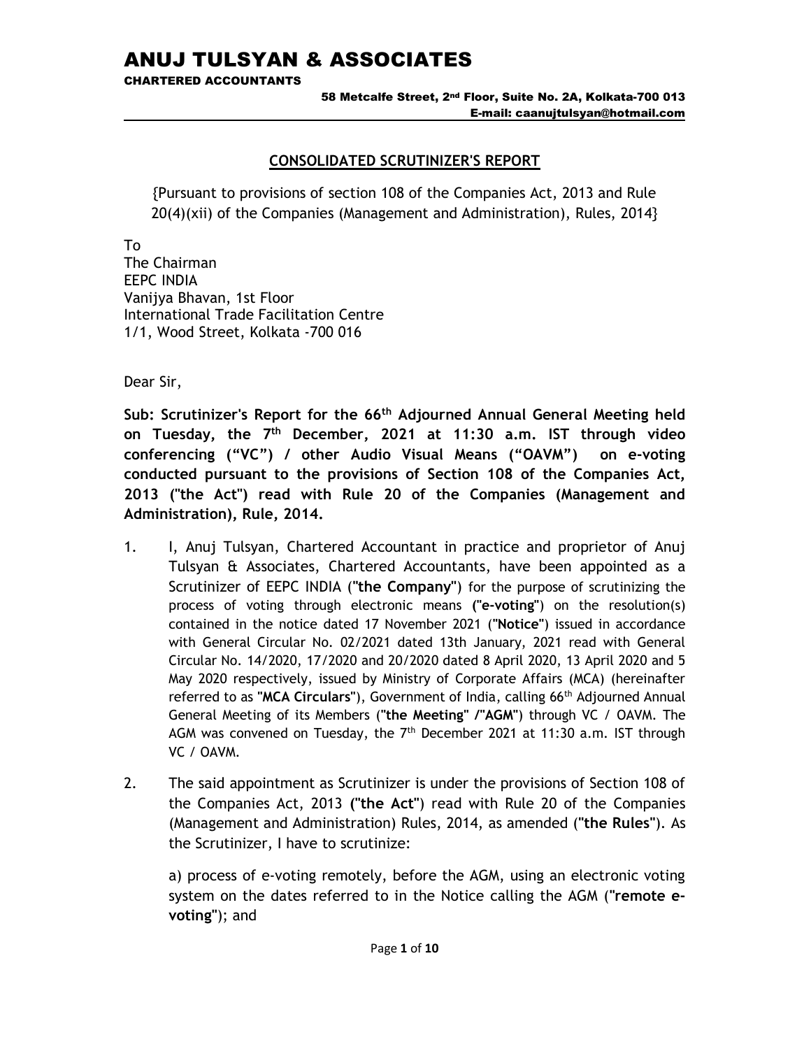# ANUJ TULSYAN & ASSOCIATES

**CHARTERED ACCOUNTANTS**

58 Metcalfe Street, 2nd Floor, Suite No. 2A, Kolkata-700 013
E-mail: caanujtulsyan@hotmail.com

## CONSOLIDATED SCRUTINIZER'S REPORT

{Pursuant to provisions of section 108 of the Companies Act, 2013 and Rule 20(4)(xii) of the Companies (Management and Administration), Rules, 2014}

To
The Chairman
EEPC INDIA
Vanijya Bhavan, 1st Floor
International Trade Facilitation Centre
1/1, Wood Street, Kolkata -700 016

Dear Sir,

**Sub: Scrutinizer's Report for the 66th Adjourned Annual General Meeting held on Tuesday, the 7th December, 2021 at 11:30 a.m. IST through video conferencing ("VC") / other Audio Visual Means ("OAVM") on e-voting conducted pursuant to the provisions of Section 108 of the Companies Act, 2013 ("the Act") read with Rule 20 of the Companies (Management and Administration), Rule, 2014.**

1. I, Anuj Tulsyan, Chartered Accountant in practice and proprietor of Anuj Tulsyan & Associates, Chartered Accountants, have been appointed as a Scrutinizer of EEPC INDIA (**"the Company"**) for the purpose of scrutinizing the process of voting through electronic means (**"e-voting"**) on the resolution(s) contained in the notice dated 17 November 2021 (**"Notice"**) issued in accordance with General Circular No. 02/2021 dated 13th January, 2021 read with General Circular No. 14/2020, 17/2020 and 20/2020 dated 8 April 2020, 13 April 2020 and 5 May 2020 respectively, issued by Ministry of Corporate Affairs (MCA) (hereinafter referred to as **"MCA Circulars"**), Government of India, calling 66th Adjourned Annual General Meeting of its Members (**"the Meeting" /"AGM"**) through VC / OAVM. The AGM was convened on Tuesday, the 7th December 2021 at 11:30 a.m. IST through VC / OAVM.

2. The said appointment as Scrutinizer is under the provisions of Section 108 of the Companies Act, 2013 (**"the Act"**) read with Rule 20 of the Companies (Management and Administration) Rules, 2014, as amended (**"the Rules"**). As the Scrutinizer, I have to scrutinize:

   a) process of e-voting remotely, before the AGM, using an electronic voting system on the dates referred to in the Notice calling the AGM (**"remote e-voting"**); and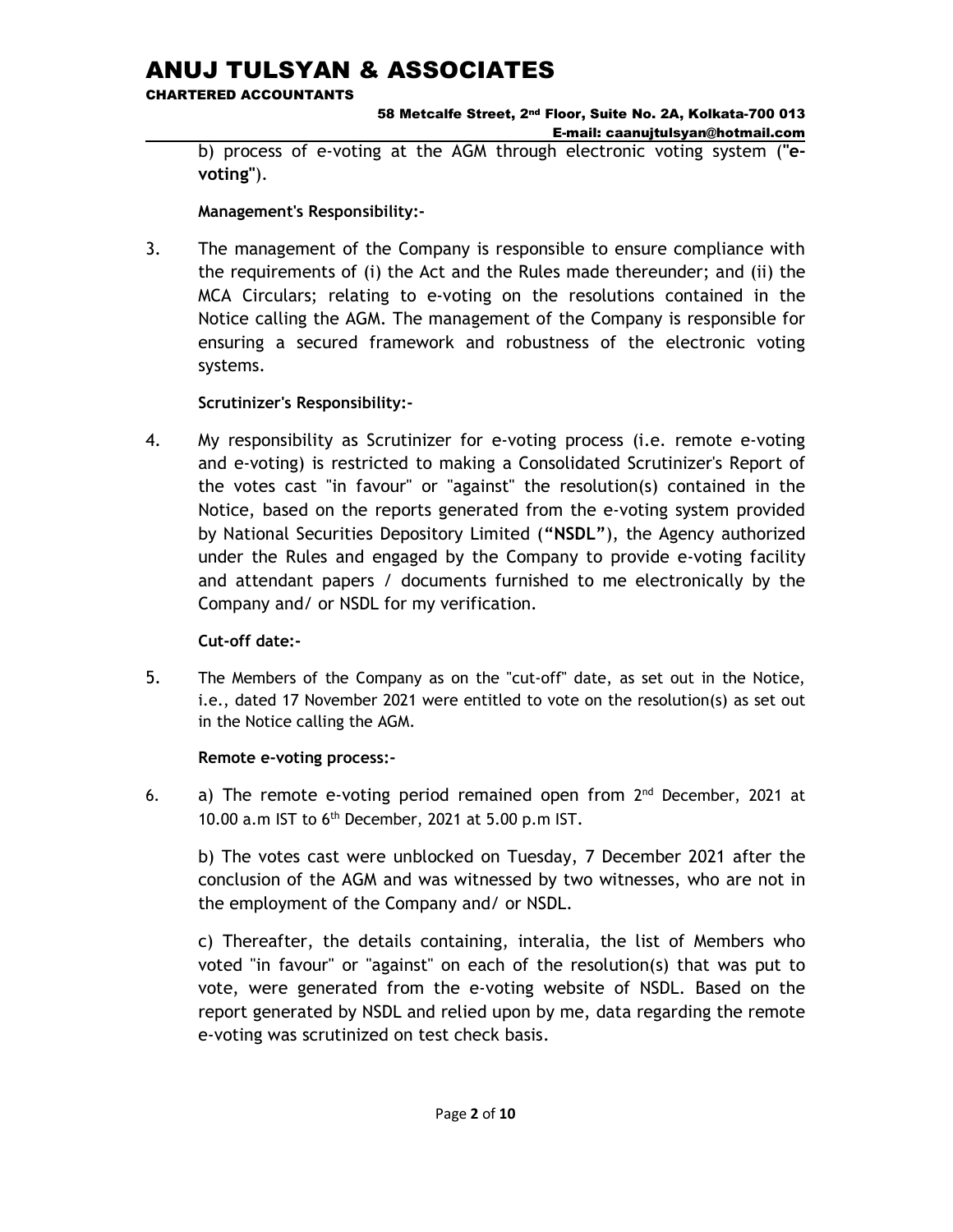b) process of e-voting at the AGM through electronic voting system ("**e-voting**").

**Management's Responsibility:-**

3. The management of the Company is responsible to ensure compliance with the requirements of (i) the Act and the Rules made thereunder; and (ii) the MCA Circulars; relating to e-voting on the resolutions contained in the Notice calling the AGM. The management of the Company is responsible for ensuring a secured framework and robustness of the electronic voting systems.

**Scrutinizer's Responsibility:-**

4. My responsibility as Scrutinizer for e-voting process (i.e. remote e-voting and e-voting) is restricted to making a Consolidated Scrutinizer's Report of the votes cast "in favour" or "against" the resolution(s) contained in the Notice, based on the reports generated from the e-voting system provided by National Securities Depository Limited (**"NSDL"**), the Agency authorized under the Rules and engaged by the Company to provide e-voting facility and attendant papers / documents furnished to me electronically by the Company and/ or NSDL for my verification.

**Cut-off date:-**

5. The Members of the Company as on the "cut-off" date, as set out in the Notice, i.e., dated 17 November 2021 were entitled to vote on the resolution(s) as set out in the Notice calling the AGM.

**Remote e-voting process:-**

6. a) The remote e-voting period remained open from 2nd December, 2021 at 10.00 a.m IST to 6th December, 2021 at 5.00 p.m IST.

   b) The votes cast were unblocked on Tuesday, 7 December 2021 after the conclusion of the AGM and was witnessed by two witnesses, who are not in the employment of the Company and/ or NSDL.

   c) Thereafter, the details containing, interalia, the list of Members who voted "in favour" or "against" on each of the resolution(s) that was put to vote, were generated from the e-voting website of NSDL. Based on the report generated by NSDL and relied upon by me, data regarding the remote e-voting was scrutinized on test check basis.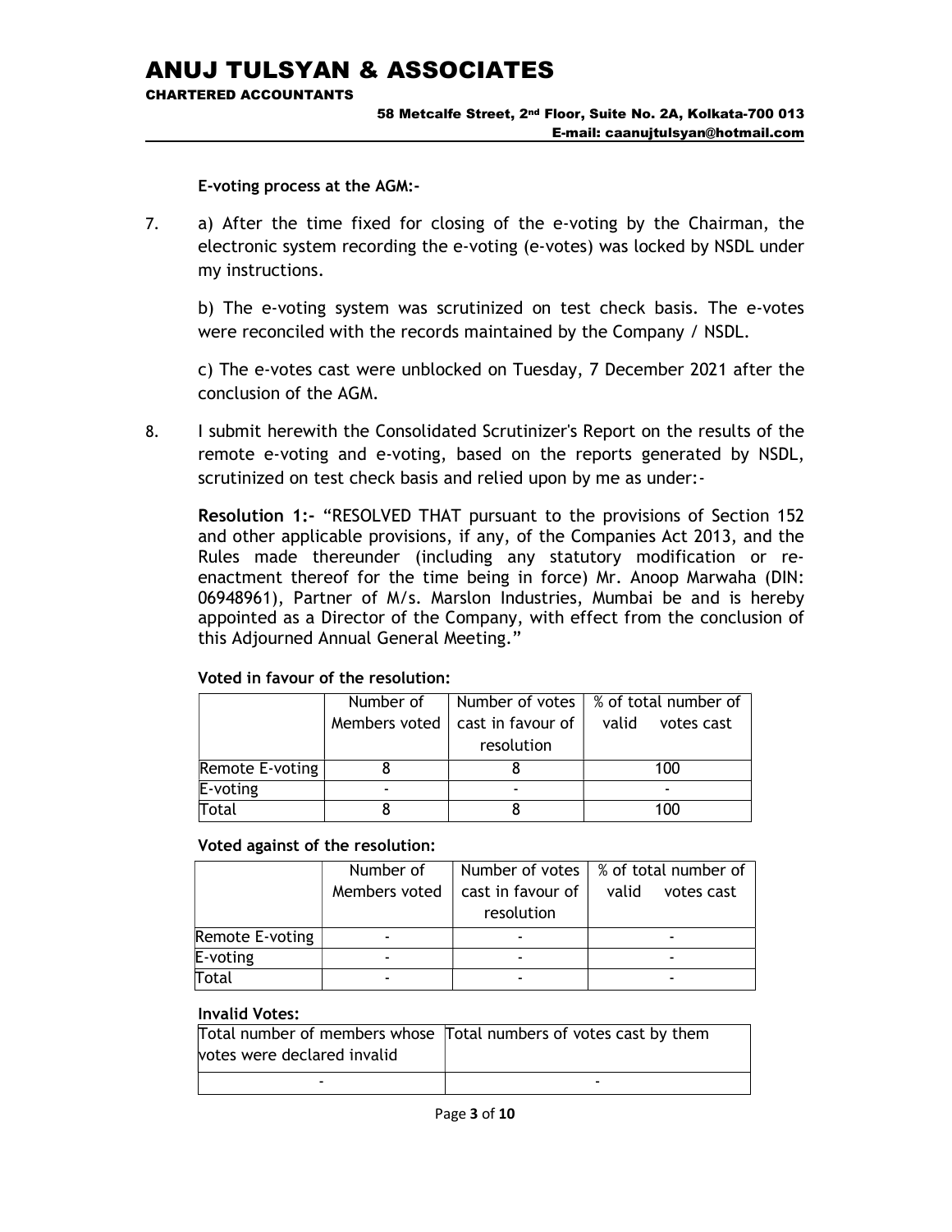**E-voting process at the AGM:-**

7. a) After the time fixed for closing of the e-voting by the Chairman, the electronic system recording the e-voting (e-votes) was locked by NSDL under my instructions.

   b) The e-voting system was scrutinized on test check basis. The e-votes were reconciled with the records maintained by the Company / NSDL.

   c) The e-votes cast were unblocked on Tuesday, 7 December 2021 after the conclusion of the AGM.

8. I submit herewith the Consolidated Scrutinizer's Report on the results of the remote e-voting and e-voting, based on the reports generated by NSDL, scrutinized on test check basis and relied upon by me as under:-

   **Resolution 1:-** "RESOLVED THAT pursuant to the provisions of Section 152 and other applicable provisions, if any, of the Companies Act 2013, and the Rules made thereunder (including any statutory modification or re-enactment thereof for the time being in force) Mr. Anoop Marwaha (DIN: 06948961), Partner of M/s. Marslon Industries, Mumbai be and is hereby appointed as a Director of the Company, with effect from the conclusion of this Adjourned Annual General Meeting."

**Voted in favour of the resolution:**

| | Number of Members voted | Number of votes cast in favour of resolution | % of total number of valid votes cast |
|---|---|---|---|
| Remote E-voting | 8 | 8 | 100 |
| E-voting | - | - | - |
| Total | 8 | 8 | 100 |

**Voted against of the resolution:**

| | Number of Members voted | Number of votes cast in favour of resolution | % of total number of valid votes cast |
|---|---|---|---|
| Remote E-voting | - | - | - |
| E-voting | - | - | - |
| Total | - | - | - |

**Invalid Votes:**

| Total number of members whose votes were declared invalid | Total numbers of votes cast by them |
|---|---|
| - | - |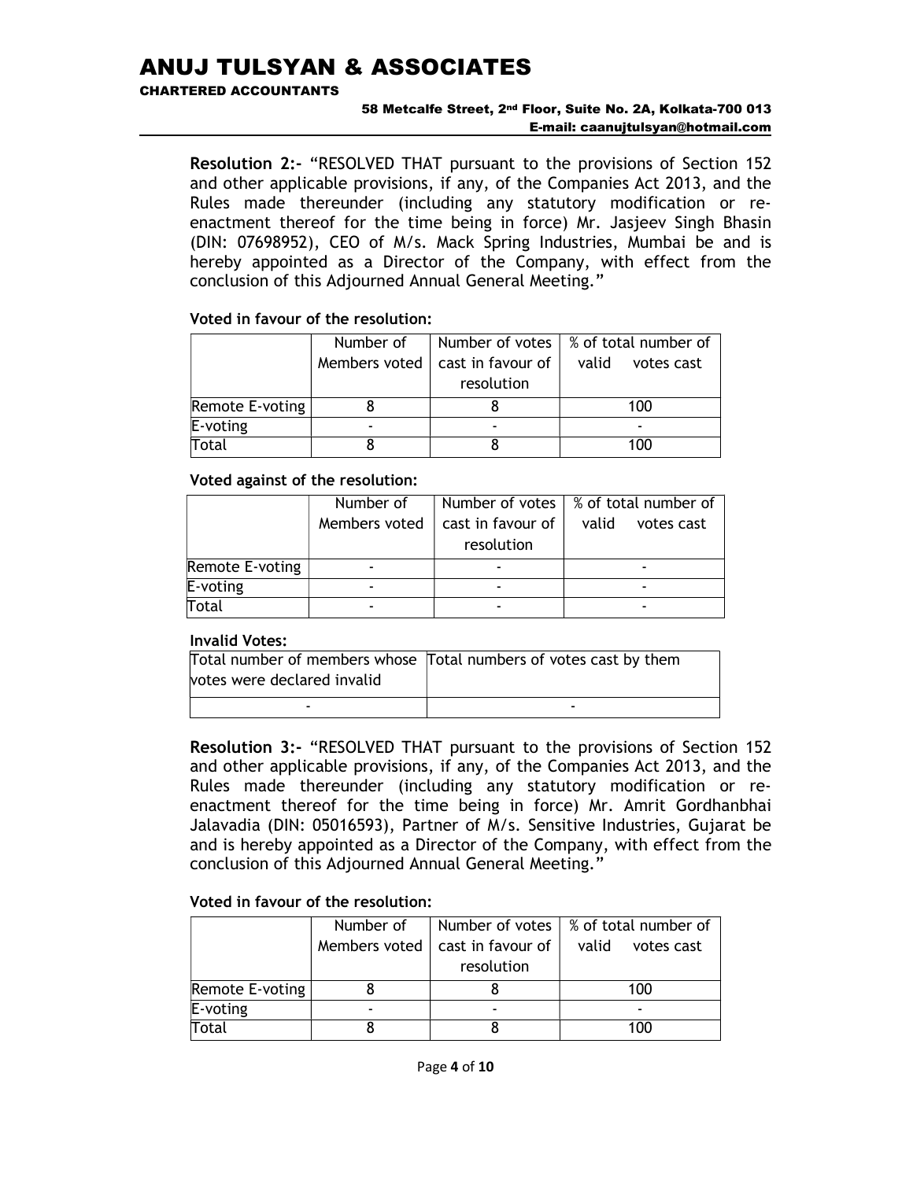**Resolution 2:-** "RESOLVED THAT pursuant to the provisions of Section 152 and other applicable provisions, if any, of the Companies Act 2013, and the Rules made thereunder (including any statutory modification or re-enactment thereof for the time being in force) Mr. Jasjeev Singh Bhasin (DIN: 07698952), CEO of M/s. Mack Spring Industries, Mumbai be and is hereby appointed as a Director of the Company, with effect from the conclusion of this Adjourned Annual General Meeting."

**Voted in favour of the resolution:**

| | Number of Members voted | Number of votes cast in favour of resolution | % of total number of valid votes cast |
|---|---|---|---|
| Remote E-voting | 8 | 8 | 100 |
| E-voting | - | - | - |
| Total | 8 | 8 | 100 |

**Voted against of the resolution:**

| | Number of Members voted | Number of votes cast in favour of resolution | % of total number of valid votes cast |
|---|---|---|---|
| Remote E-voting | - | - | - |
| E-voting | - | - | - |
| Total | - | - | - |

**Invalid Votes:**

| Total number of members whose votes were declared invalid | Total numbers of votes cast by them |
|---|---|
| - | - |

**Resolution 3:-** "RESOLVED THAT pursuant to the provisions of Section 152 and other applicable provisions, if any, of the Companies Act 2013, and the Rules made thereunder (including any statutory modification or re-enactment thereof for the time being in force) Mr. Amrit Gordhanbhai Jalavadia (DIN: 05016593), Partner of M/s. Sensitive Industries, Gujarat be and is hereby appointed as a Director of the Company, with effect from the conclusion of this Adjourned Annual General Meeting."

**Voted in favour of the resolution:**

| | Number of Members voted | Number of votes cast in favour of resolution | % of total number of valid votes cast |
|---|---|---|---|
| Remote E-voting | 8 | 8 | 100 |
| E-voting | - | - | - |
| Total | 8 | 8 | 100 |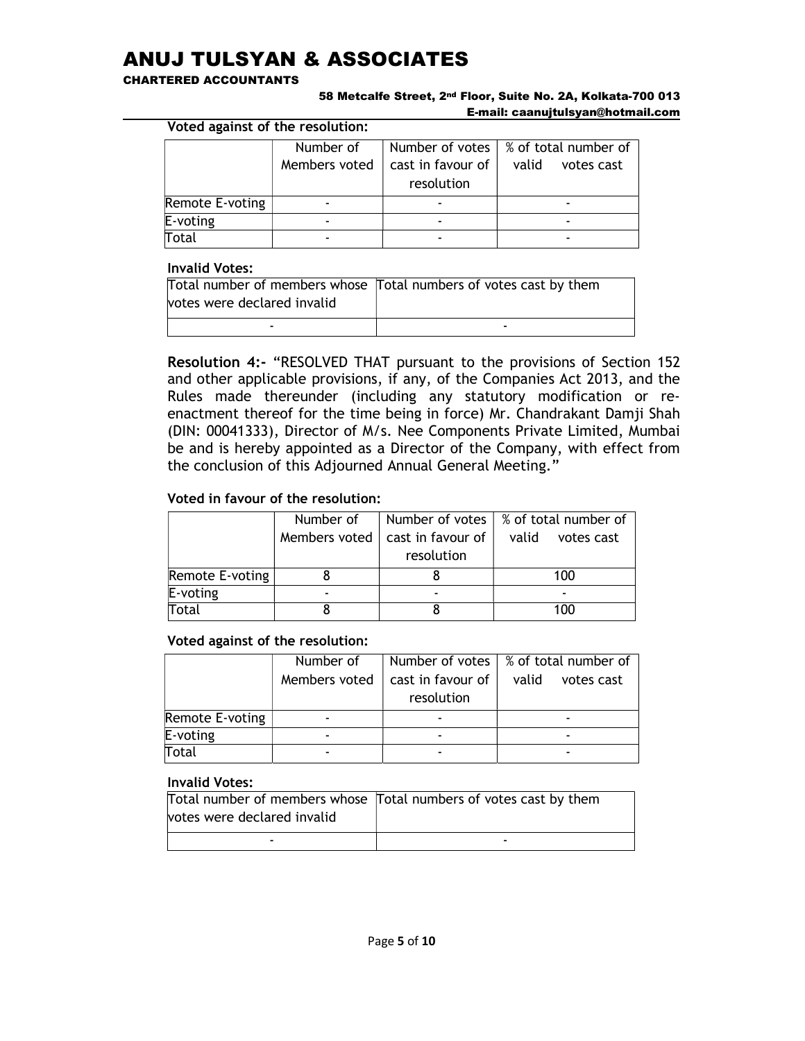**Voted against of the resolution:**

| | Number of Members voted | Number of votes cast in favour of resolution | % of total number of valid votes cast |
|---|---|---|---|
| Remote E-voting | - | - | - |
| E-voting | - | - | - |
| Total | - | - | - |

**Invalid Votes:**

| Total number of members whose votes were declared invalid | Total numbers of votes cast by them |
|---|---|
| - | - |

**Resolution 4:-** "RESOLVED THAT pursuant to the provisions of Section 152 and other applicable provisions, if any, of the Companies Act 2013, and the Rules made thereunder (including any statutory modification or re-enactment thereof for the time being in force) Mr. Chandrakant Damji Shah (DIN: 00041333), Director of M/s. Nee Components Private Limited, Mumbai be and is hereby appointed as a Director of the Company, with effect from the conclusion of this Adjourned Annual General Meeting."

**Voted in favour of the resolution:**

| | Number of Members voted | Number of votes cast in favour of resolution | % of total number of valid votes cast |
|---|---|---|---|
| Remote E-voting | 8 | 8 | 100 |
| E-voting | - | - | - |
| Total | 8 | 8 | 100 |

**Voted against of the resolution:**

| | Number of Members voted | Number of votes cast in favour of resolution | % of total number of valid votes cast |
|---|---|---|---|
| Remote E-voting | - | - | - |
| E-voting | - | - | - |
| Total | - | - | - |

**Invalid Votes:**

| Total number of members whose votes were declared invalid | Total numbers of votes cast by them |
|---|---|
| - | - |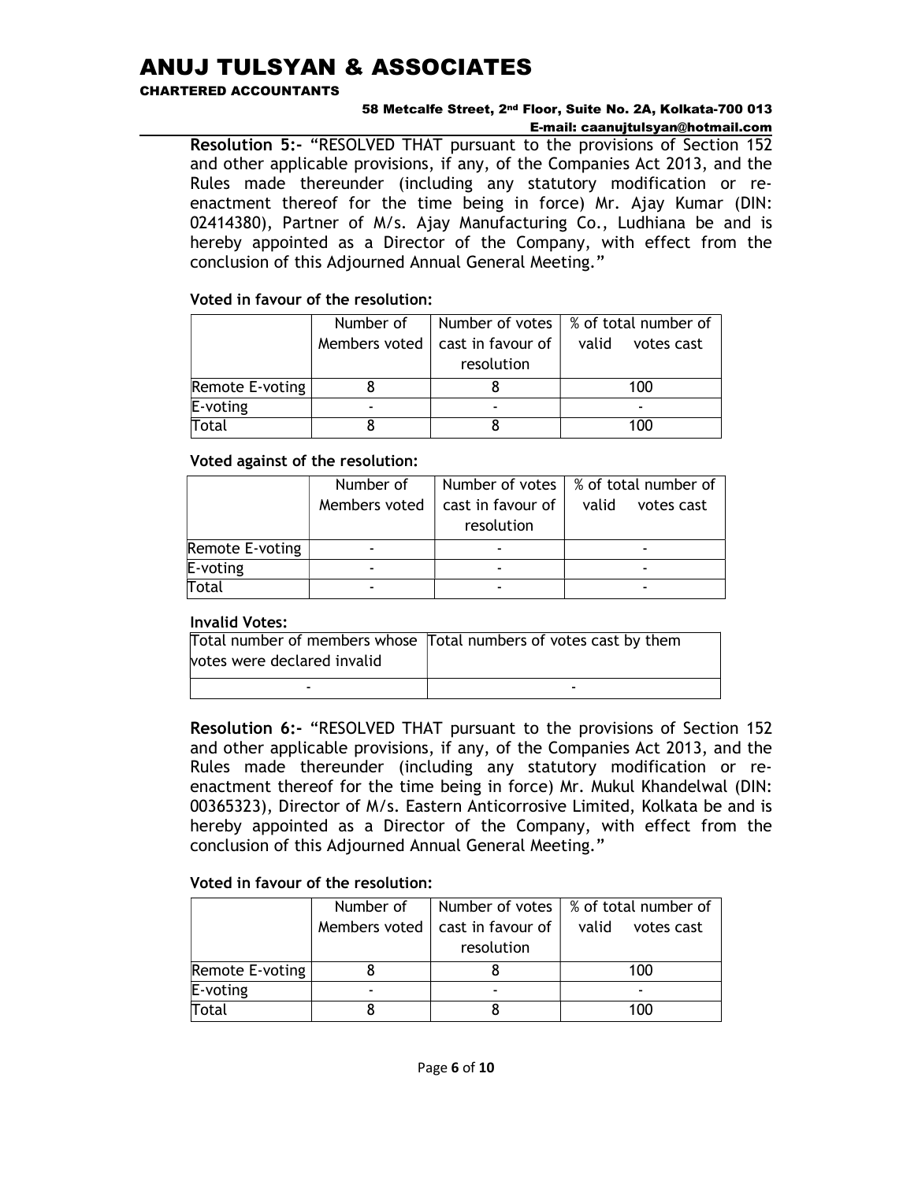**Resolution 5:-** "RESOLVED THAT pursuant to the provisions of Section 152 and other applicable provisions, if any, of the Companies Act 2013, and the Rules made thereunder (including any statutory modification or re-enactment thereof for the time being in force) Mr. Ajay Kumar (DIN: 02414380), Partner of M/s. Ajay Manufacturing Co., Ludhiana be and is hereby appointed as a Director of the Company, with effect from the conclusion of this Adjourned Annual General Meeting."

**Voted in favour of the resolution:**

| | Number of Members voted | Number of votes cast in favour of resolution | % of total number of valid votes cast |
|---|---|---|---|
| Remote E-voting | 8 | 8 | 100 |
| E-voting | - | - | - |
| Total | 8 | 8 | 100 |

**Voted against of the resolution:**

| | Number of Members voted | Number of votes cast in favour of resolution | % of total number of valid votes cast |
|---|---|---|---|
| Remote E-voting | - | - | - |
| E-voting | - | - | - |
| Total | - | - | - |

**Invalid Votes:**

| Total number of members whose votes were declared invalid | Total numbers of votes cast by them |
|---|---|
| - | - |

**Resolution 6:-** "RESOLVED THAT pursuant to the provisions of Section 152 and other applicable provisions, if any, of the Companies Act 2013, and the Rules made thereunder (including any statutory modification or re-enactment thereof for the time being in force) Mr. Mukul Khandelwal (DIN: 00365323), Director of M/s. Eastern Anticorrosive Limited, Kolkata be and is hereby appointed as a Director of the Company, with effect from the conclusion of this Adjourned Annual General Meeting."

**Voted in favour of the resolution:**

| | Number of Members voted | Number of votes cast in favour of resolution | % of total number of valid votes cast |
|---|---|---|---|
| Remote E-voting | 8 | 8 | 100 |
| E-voting | - | - | - |
| Total | 8 | 8 | 100 |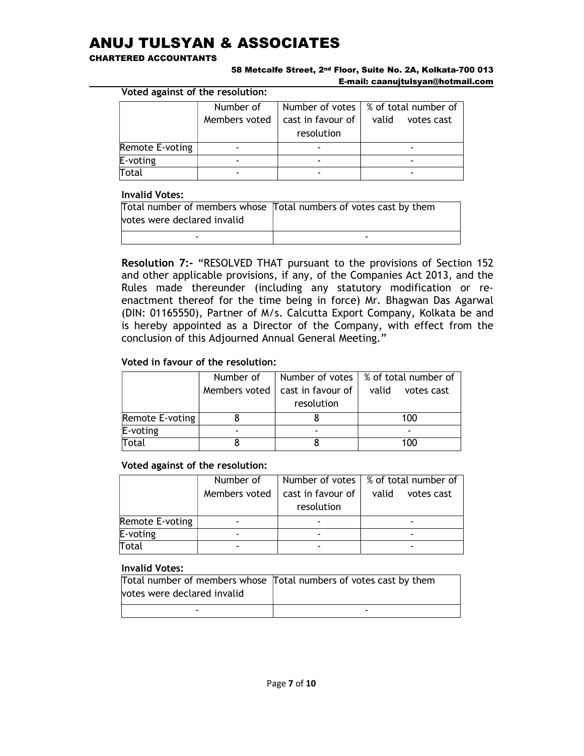**Voted against of the resolution:**

| | Number of Members voted | Number of votes cast in favour of resolution | % of total number of valid votes cast |
|---|---|---|---|
| Remote E-voting | - | - | - |
| E-voting | - | - | - |
| Total | - | - | - |

**Invalid Votes:**

| Total number of members whose votes were declared invalid | Total numbers of votes cast by them |
|---|---|
| - | - |

**Resolution 7:-** "RESOLVED THAT pursuant to the provisions of Section 152 and other applicable provisions, if any, of the Companies Act 2013, and the Rules made thereunder (including any statutory modification or re-enactment thereof for the time being in force) Mr. Bhagwan Das Agarwal (DIN: 01165550), Partner of M/s. Calcutta Export Company, Kolkata be and is hereby appointed as a Director of the Company, with effect from the conclusion of this Adjourned Annual General Meeting."

**Voted in favour of the resolution:**

| | Number of Members voted | Number of votes cast in favour of resolution | % of total number of valid votes cast |
|---|---|---|---|
| Remote E-voting | 8 | 8 | 100 |
| E-voting | - | - | - |
| Total | 8 | 8 | 100 |

**Voted against of the resolution:**

| | Number of Members voted | Number of votes cast in favour of resolution | % of total number of valid votes cast |
|---|---|---|---|
| Remote E-voting | - | - | - |
| E-voting | - | - | - |
| Total | - | - | - |

**Invalid Votes:**

| Total number of members whose votes were declared invalid | Total numbers of votes cast by them |
|---|---|
| - | - |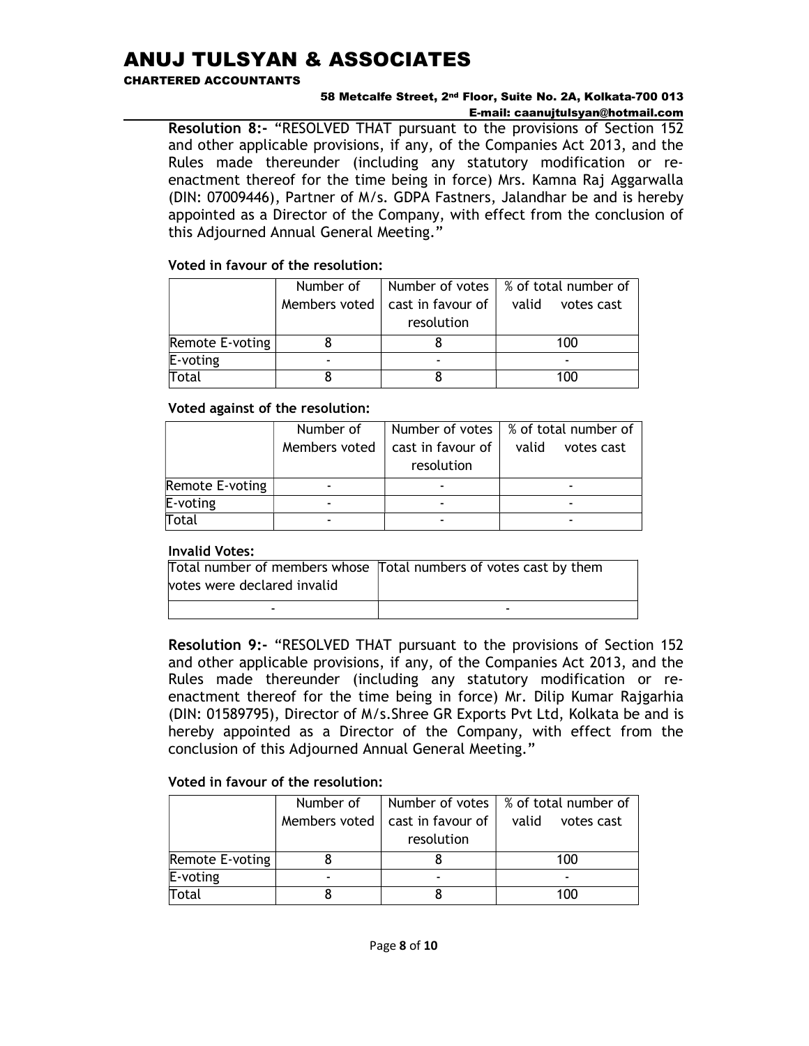**Resolution 8:-** "RESOLVED THAT pursuant to the provisions of Section 152 and other applicable provisions, if any, of the Companies Act 2013, and the Rules made thereunder (including any statutory modification or re-enactment thereof for the time being in force) Mrs. Kamna Raj Aggarwalla (DIN: 07009446), Partner of M/s. GDPA Fastners, Jalandhar be and is hereby appointed as a Director of the Company, with effect from the conclusion of this Adjourned Annual General Meeting."

**Voted in favour of the resolution:**

| | Number of Members voted | Number of votes cast in favour of resolution | % of total number of valid votes cast |
|---|---|---|---|
| Remote E-voting | 8 | 8 | 100 |
| E-voting | - | - | - |
| Total | 8 | 8 | 100 |

**Voted against of the resolution:**

| | Number of Members voted | Number of votes cast in favour of resolution | % of total number of valid votes cast |
|---|---|---|---|
| Remote E-voting | - | - | - |
| E-voting | - | - | - |
| Total | - | - | - |

**Invalid Votes:**

| Total number of members whose votes were declared invalid | Total numbers of votes cast by them |
|---|---|
| - | - |

**Resolution 9:-** "RESOLVED THAT pursuant to the provisions of Section 152 and other applicable provisions, if any, of the Companies Act 2013, and the Rules made thereunder (including any statutory modification or re-enactment thereof for the time being in force) Mr. Dilip Kumar Rajgarhia (DIN: 01589795), Director of M/s.Shree GR Exports Pvt Ltd, Kolkata be and is hereby appointed as a Director of the Company, with effect from the conclusion of this Adjourned Annual General Meeting."

**Voted in favour of the resolution:**

| | Number of Members voted | Number of votes cast in favour of resolution | % of total number of valid votes cast |
|---|---|---|---|
| Remote E-voting | 8 | 8 | 100 |
| E-voting | - | - | - |
| Total | 8 | 8 | 100 |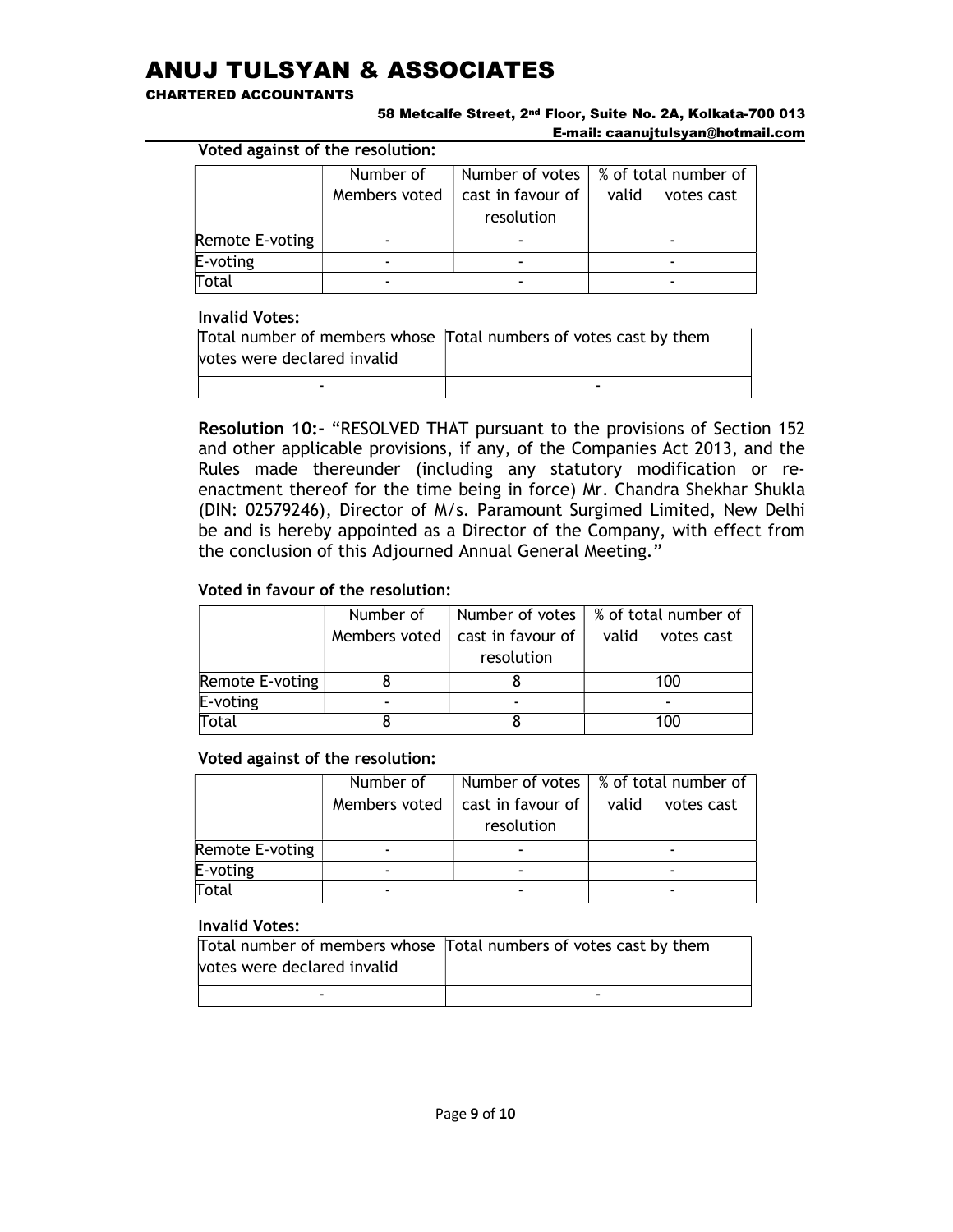**Voted against of the resolution:**

| | Number of Members voted | Number of votes cast in favour of resolution | % of total number of valid votes cast |
|---|---|---|---|
| Remote E-voting | - | - | - |
| E-voting | - | - | - |
| Total | - | - | - |

**Invalid Votes:**

| Total number of members whose votes were declared invalid | Total numbers of votes cast by them |
|---|---|
| - | - |

**Resolution 10:-** "RESOLVED THAT pursuant to the provisions of Section 152 and other applicable provisions, if any, of the Companies Act 2013, and the Rules made thereunder (including any statutory modification or re-enactment thereof for the time being in force) Mr. Chandra Shekhar Shukla (DIN: 02579246), Director of M/s. Paramount Surgimed Limited, New Delhi be and is hereby appointed as a Director of the Company, with effect from the conclusion of this Adjourned Annual General Meeting."

**Voted in favour of the resolution:**

| | Number of Members voted | Number of votes cast in favour of resolution | % of total number of valid votes cast |
|---|---|---|---|
| Remote E-voting | 8 | 8 | 100 |
| E-voting | - | - | - |
| Total | 8 | 8 | 100 |

**Voted against of the resolution:**

| | Number of Members voted | Number of votes cast in favour of resolution | % of total number of valid votes cast |
|---|---|---|---|
| Remote E-voting | - | - | - |
| E-voting | - | - | - |
| Total | - | - | - |

**Invalid Votes:**

| Total number of members whose votes were declared invalid | Total numbers of votes cast by them |
|---|---|
| - | - |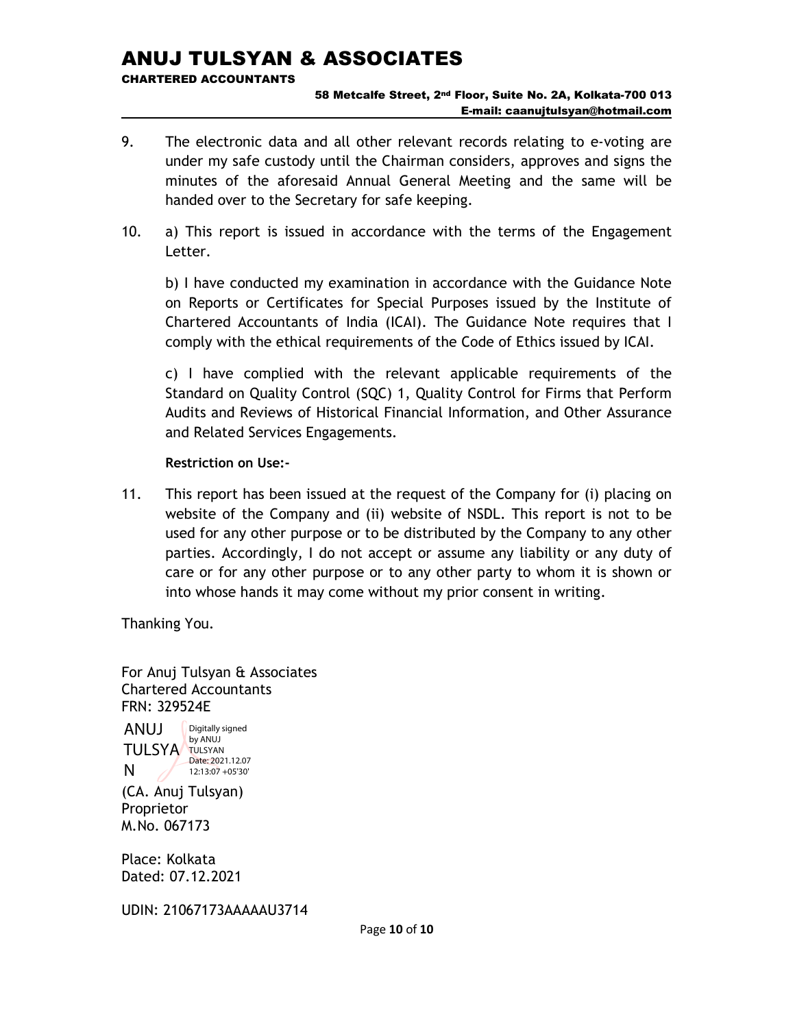# ANUJ TULSYAN & ASSOCIATES

**CHARTERED ACCOUNTANTS**

**58 Metcalfe Street, 2nd Floor, Suite No. 2A, Kolkata-700 013**
**E-mail: caanujtulsyan@hotmail.com**

9. The electronic data and all other relevant records relating to e-voting are under my safe custody until the Chairman considers, approves and signs the minutes of the aforesaid Annual General Meeting and the same will be handed over to the Secretary for safe keeping.

10. a) This report is issued in accordance with the terms of the Engagement Letter.

    b) I have conducted my examination in accordance with the Guidance Note on Reports or Certificates for Special Purposes issued by the Institute of Chartered Accountants of India (ICAI). The Guidance Note requires that I comply with the ethical requirements of the Code of Ethics issued by ICAI.

    c) I have complied with the relevant applicable requirements of the Standard on Quality Control (SQC) 1, Quality Control for Firms that Perform Audits and Reviews of Historical Financial Information, and Other Assurance and Related Services Engagements.

**Restriction on Use:-**

11. This report has been issued at the request of the Company for (i) placing on website of the Company and (ii) website of NSDL. This report is not to be used for any other purpose or to be distributed by the Company to any other parties. Accordingly, I do not accept or assume any liability or any duty of care or for any other purpose or to any other party to whom it is shown or into whose hands it may come without my prior consent in writing.

Thanking You.

For Anuj Tulsyan & Associates
Chartered Accountants
FRN: 329524E

ANUJ TULSYAN
Digitally signed by ANUJ TULSYAN
Date: 2021.12.07 12:13:07 +05'30'

(CA. Anuj Tulsyan)
Proprietor
M.No. 067173

Place: Kolkata
Dated: 07.12.2021

UDIN: 21067173AAAAAU3714